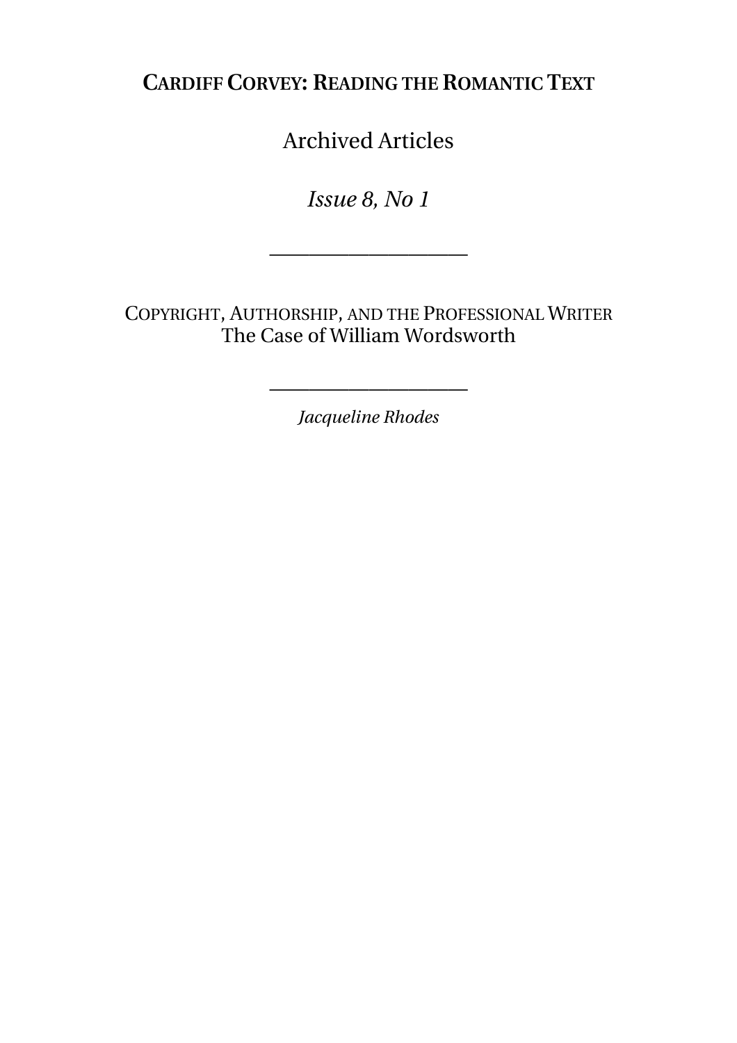**CARDIFF CORVEY: READING THE ROMANTIC TEXT**

Archived Articles

*Issue 8, No 1*

---

# COPYRIGHT, AUTHORSHIP, AND THE PROFESSIONAL WRITER
## The Case of William Wordsworth

---

*Jacqueline Rhodes*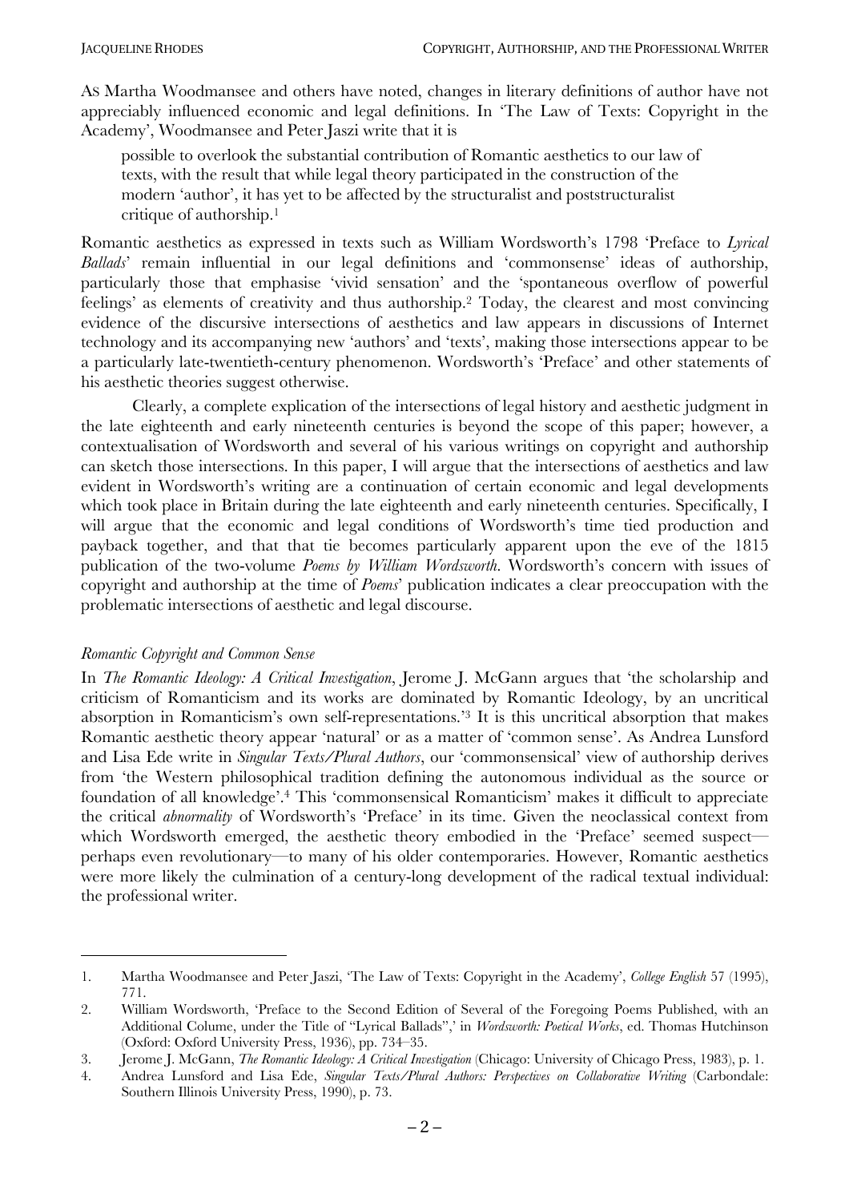AS Martha Woodmansee and others have noted, changes in literary definitions of author have not appreciably influenced economic and legal definitions. In 'The Law of Texts: Copyright in the Academy', Woodmansee and Peter Jaszi write that it is

> possible to overlook the substantial contribution of Romantic aesthetics to our law of texts, with the result that while legal theory participated in the construction of the modern 'author', it has yet to be affected by the structuralist and poststructuralist critique of authorship.[1]

Romantic aesthetics as expressed in texts such as William Wordsworth's 1798 'Preface to *Lyrical Ballads*' remain influential in our legal definitions and 'commonsense' ideas of authorship, particularly those that emphasise 'vivid sensation' and the 'spontaneous overflow of powerful feelings' as elements of creativity and thus authorship.[2] Today, the clearest and most convincing evidence of the discursive intersections of aesthetics and law appears in discussions of Internet technology and its accompanying new 'authors' and 'texts', making those intersections appear to be a particularly late-twentieth-century phenomenon. Wordsworth's 'Preface' and other statements of his aesthetic theories suggest otherwise.

Clearly, a complete explication of the intersections of legal history and aesthetic judgment in the late eighteenth and early nineteenth centuries is beyond the scope of this paper; however, a contextualisation of Wordsworth and several of his various writings on copyright and authorship can sketch those intersections. In this paper, I will argue that the intersections of aesthetics and law evident in Wordsworth's writing are a continuation of certain economic and legal developments which took place in Britain during the late eighteenth and early nineteenth centuries. Specifically, I will argue that the economic and legal conditions of Wordsworth's time tied production and payback together, and that that tie becomes particularly apparent upon the eve of the 1815 publication of the two-volume *Poems by William Wordsworth*. Wordsworth's concern with issues of copyright and authorship at the time of *Poems*' publication indicates a clear preoccupation with the problematic intersections of aesthetic and legal discourse.

### *Romantic Copyright and Common Sense*

In *The Romantic Ideology: A Critical Investigation*, Jerome J. McGann argues that 'the scholarship and criticism of Romanticism and its works are dominated by Romantic Ideology, by an uncritical absorption in Romanticism's own self-representations.'[3] It is this uncritical absorption that makes Romantic aesthetic theory appear 'natural' or as a matter of 'common sense'. As Andrea Lunsford and Lisa Ede write in *Singular Texts/Plural Authors*, our 'commonsensical' view of authorship derives from 'the Western philosophical tradition defining the autonomous individual as the source or foundation of all knowledge'.[4] This 'commonsensical Romanticism' makes it difficult to appreciate the critical *abnormality* of Wordsworth's 'Preface' in its time. Given the neoclassical context from which Wordsworth emerged, the aesthetic theory embodied in the 'Preface' seemed suspect—perhaps even revolutionary—to many of his older contemporaries. However, Romantic aesthetics were more likely the culmination of a century-long development of the radical textual individual: the professional writer.

---

1. Martha Woodmansee and Peter Jaszi, 'The Law of Texts: Copyright in the Academy', *College English* 57 (1995), 771.
2. William Wordsworth, 'Preface to the Second Edition of Several of the Foregoing Poems Published, with an Additional Colume, under the Title of "Lyrical Ballads",' in *Wordsworth: Poetical Works*, ed. Thomas Hutchinson (Oxford: Oxford University Press, 1936), pp. 734–35.
3. Jerome J. McGann, *The Romantic Ideology: A Critical Investigation* (Chicago: University of Chicago Press, 1983), p. 1.
4. Andrea Lunsford and Lisa Ede, *Singular Texts/Plural Authors: Perspectives on Collaborative Writing* (Carbondale: Southern Illinois University Press, 1990), p. 73.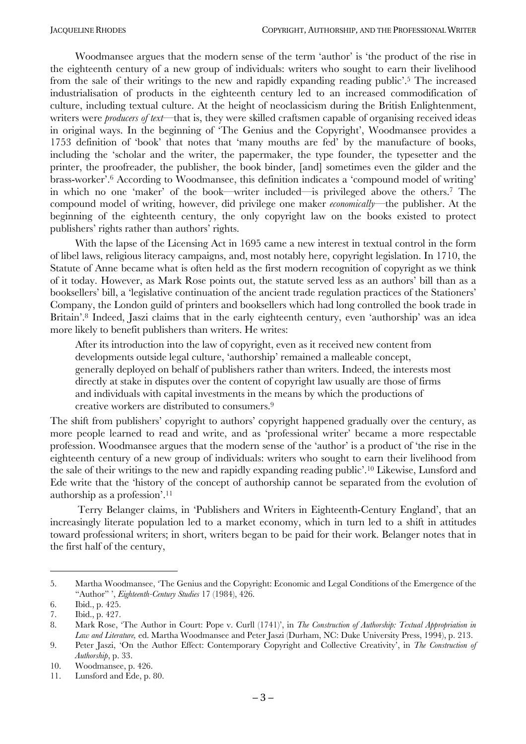Woodmansee argues that the modern sense of the term 'author' is 'the product of the rise in the eighteenth century of a new group of individuals: writers who sought to earn their livelihood from the sale of their writings to the new and rapidly expanding reading public'.[5] The increased industrialisation of products in the eighteenth century led to an increased commodification of culture, including textual culture. At the height of neoclassicism during the British Enlightenment, writers were *producers of text*—that is, they were skilled craftsmen capable of organising received ideas in original ways. In the beginning of 'The Genius and the Copyright', Woodmansee provides a 1753 definition of 'book' that notes that 'many mouths are fed' by the manufacture of books, including the 'scholar and the writer, the papermaker, the type founder, the typesetter and the printer, the proofreader, the publisher, the book binder, [and] sometimes even the gilder and the brass-worker'.[6] According to Woodmansee, this definition indicates a 'compound model of writing' in which no one 'maker' of the book—writer included—is privileged above the others.[7] The compound model of writing, however, did privilege one maker *economically*—the publisher. At the beginning of the eighteenth century, the only copyright law on the books existed to protect publishers' rights rather than authors' rights.

With the lapse of the Licensing Act in 1695 came a new interest in textual control in the form of libel laws, religious literacy campaigns, and, most notably here, copyright legislation. In 1710, the Statute of Anne became what is often held as the first modern recognition of copyright as we think of it today. However, as Mark Rose points out, the statute served less as an authors' bill than as a booksellers' bill, a 'legislative continuation of the ancient trade regulation practices of the Stationers' Company, the London guild of printers and booksellers which had long controlled the book trade in Britain'.[8] Indeed, Jaszi claims that in the early eighteenth century, even 'authorship' was an idea more likely to benefit publishers than writers. He writes:

> After its introduction into the law of copyright, even as it received new content from developments outside legal culture, 'authorship' remained a malleable concept, generally deployed on behalf of publishers rather than writers. Indeed, the interests most directly at stake in disputes over the content of copyright law usually are those of firms and individuals with capital investments in the means by which the productions of creative workers are distributed to consumers.[9]

The shift from publishers' copyright to authors' copyright happened gradually over the century, as more people learned to read and write, and as 'professional writer' became a more respectable profession. Woodmansee argues that the modern sense of the 'author' is a product of 'the rise in the eighteenth century of a new group of individuals: writers who sought to earn their livelihood from the sale of their writings to the new and rapidly expanding reading public'.[10] Likewise, Lunsford and Ede write that the 'history of the concept of authorship cannot be separated from the evolution of authorship as a profession'.[11]

Terry Belanger claims, in 'Publishers and Writers in Eighteenth-Century England', that an increasingly literate population led to a market economy, which in turn led to a shift in attitudes toward professional writers; in short, writers began to be paid for their work. Belanger notes that in the first half of the century,

---

5. Martha Woodmansee, 'The Genius and the Copyright: Economic and Legal Conditions of the Emergence of the "Author" ', *Eighteenth-Century Studies* 17 (1984), 426.
6. Ibid., p. 425.
7. Ibid., p. 427.
8. Mark Rose, 'The Author in Court: Pope v. Curll (1741)', in *The Construction of Authorship: Textual Appropriation in Law and Literature,* ed. Martha Woodmansee and Peter Jaszi (Durham, NC: Duke University Press, 1994), p. 213.
9. Peter Jaszi, 'On the Author Effect: Contemporary Copyright and Collective Creativity', in *The Construction of Authorship*, p. 33.
10. Woodmansee, p. 426.
11. Lunsford and Ede, p. 80.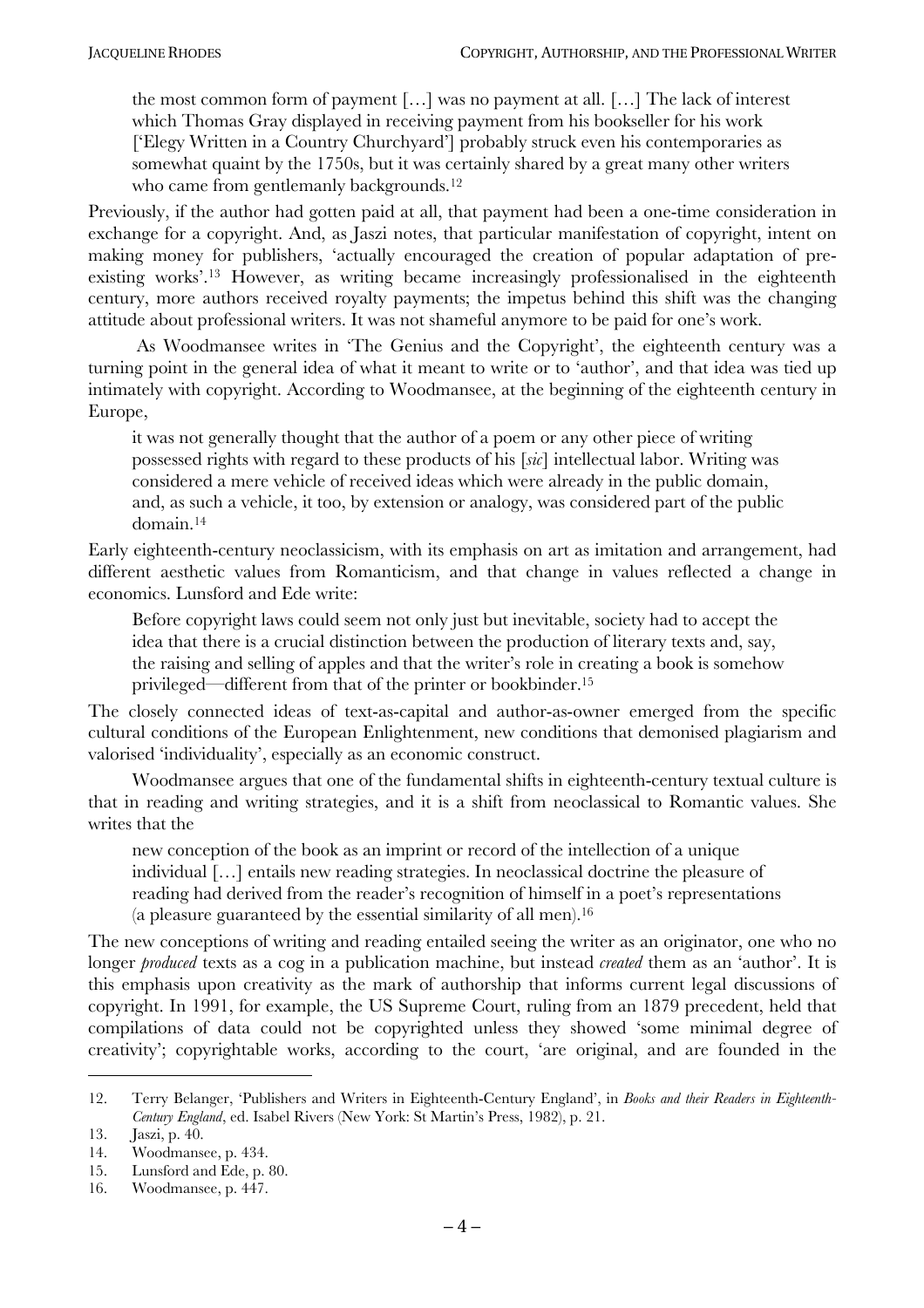> the most common form of payment […] was no payment at all. […] The lack of interest which Thomas Gray displayed in receiving payment from his bookseller for his work ['Elegy Written in a Country Churchyard'] probably struck even his contemporaries as somewhat quaint by the 1750s, but it was certainly shared by a great many other writers who came from gentlemanly backgrounds.[12]

Previously, if the author had gotten paid at all, that payment had been a one-time consideration in exchange for a copyright. And, as Jaszi notes, that particular manifestation of copyright, intent on making money for publishers, 'actually encouraged the creation of popular adaptation of pre-existing works'.[13] However, as writing became increasingly professionalised in the eighteenth century, more authors received royalty payments; the impetus behind this shift was the changing attitude about professional writers. It was not shameful anymore to be paid for one's work.

As Woodmansee writes in 'The Genius and the Copyright', the eighteenth century was a turning point in the general idea of what it meant to write or to 'author', and that idea was tied up intimately with copyright. According to Woodmansee, at the beginning of the eighteenth century in Europe,

> it was not generally thought that the author of a poem or any other piece of writing possessed rights with regard to these products of his [*sic*] intellectual labor. Writing was considered a mere vehicle of received ideas which were already in the public domain, and, as such a vehicle, it too, by extension or analogy, was considered part of the public domain.[14]

Early eighteenth-century neoclassicism, with its emphasis on art as imitation and arrangement, had different aesthetic values from Romanticism, and that change in values reflected a change in economics. Lunsford and Ede write:

> Before copyright laws could seem not only just but inevitable, society had to accept the idea that there is a crucial distinction between the production of literary texts and, say, the raising and selling of apples and that the writer's role in creating a book is somehow privileged—different from that of the printer or bookbinder.[15]

The closely connected ideas of text-as-capital and author-as-owner emerged from the specific cultural conditions of the European Enlightenment, new conditions that demonised plagiarism and valorised 'individuality', especially as an economic construct.

Woodmansee argues that one of the fundamental shifts in eighteenth-century textual culture is that in reading and writing strategies, and it is a shift from neoclassical to Romantic values. She writes that the

> new conception of the book as an imprint or record of the intellection of a unique individual […] entails new reading strategies. In neoclassical doctrine the pleasure of reading had derived from the reader's recognition of himself in a poet's representations (a pleasure guaranteed by the essential similarity of all men).[16]

The new conceptions of writing and reading entailed seeing the writer as an originator, one who no longer *produced* texts as a cog in a publication machine, but instead *created* them as an 'author'. It is this emphasis upon creativity as the mark of authorship that informs current legal discussions of copyright. In 1991, for example, the US Supreme Court, ruling from an 1879 precedent, held that compilations of data could not be copyrighted unless they showed 'some minimal degree of creativity'; copyrightable works, according to the court, 'are original, and are founded in the

---

12. Terry Belanger, 'Publishers and Writers in Eighteenth-Century England', in *Books and their Readers in Eighteenth-Century England*, ed. Isabel Rivers (New York: St Martin's Press, 1982), p. 21.
13. Jaszi, p. 40.
14. Woodmansee, p. 434.
15. Lunsford and Ede, p. 80.
16. Woodmansee, p. 447.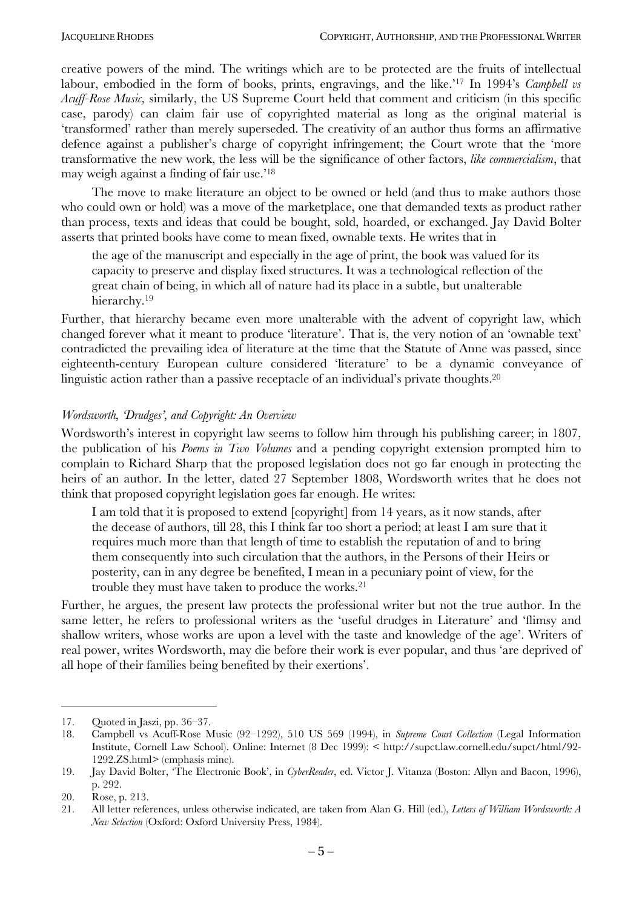creative powers of the mind. The writings which are to be protected are the fruits of intellectual labour, embodied in the form of books, prints, engravings, and the like.'[17] In 1994's *Campbell vs Acuff-Rose Music,* similarly, the US Supreme Court held that comment and criticism (in this specific case, parody) can claim fair use of copyrighted material as long as the original material is 'transformed' rather than merely superseded. The creativity of an author thus forms an affirmative defence against a publisher's charge of copyright infringement; the Court wrote that the 'more transformative the new work, the less will be the significance of other factors, *like commercialism*, that may weigh against a finding of fair use.'[18]

The move to make literature an object to be owned or held (and thus to make authors those who could own or hold) was a move of the marketplace, one that demanded texts as product rather than process, texts and ideas that could be bought, sold, hoarded, or exchanged. Jay David Bolter asserts that printed books have come to mean fixed, ownable texts. He writes that in

> the age of the manuscript and especially in the age of print, the book was valued for its capacity to preserve and display fixed structures. It was a technological reflection of the great chain of being, in which all of nature had its place in a subtle, but unalterable hierarchy.[19]

Further, that hierarchy became even more unalterable with the advent of copyright law, which changed forever what it meant to produce 'literature'. That is, the very notion of an 'ownable text' contradicted the prevailing idea of literature at the time that the Statute of Anne was passed, since eighteenth-century European culture considered 'literature' to be a dynamic conveyance of linguistic action rather than a passive receptacle of an individual's private thoughts.[20]

### *Wordsworth, 'Drudges', and Copyright: An Overview*

Wordsworth's interest in copyright law seems to follow him through his publishing career; in 1807, the publication of his *Poems in Two Volumes* and a pending copyright extension prompted him to complain to Richard Sharp that the proposed legislation does not go far enough in protecting the heirs of an author. In the letter, dated 27 September 1808, Wordsworth writes that he does not think that proposed copyright legislation goes far enough. He writes:

> I am told that it is proposed to extend [copyright] from 14 years, as it now stands, after the decease of authors, till 28, this I think far too short a period; at least I am sure that it requires much more than that length of time to establish the reputation of and to bring them consequently into such circulation that the authors, in the Persons of their Heirs or posterity, can in any degree be benefited, I mean in a pecuniary point of view, for the trouble they must have taken to produce the works.[21]

Further, he argues, the present law protects the professional writer but not the true author. In the same letter, he refers to professional writers as the 'useful drudges in Literature' and 'flimsy and shallow writers, whose works are upon a level with the taste and knowledge of the age'. Writers of real power, writes Wordsworth, may die before their work is ever popular, and thus 'are deprived of all hope of their families being benefited by their exertions'.

---

17. Quoted in Jaszi, pp. 36–37.
18. Campbell vs Acuff-Rose Music (92–1292), 510 US 569 (1994), in *Supreme Court Collection* (Legal Information Institute, Cornell Law School). Online: Internet (8 Dec 1999): < http://supct.law.cornell.edu/supct/html/92-1292.ZS.html> (emphasis mine).
19. Jay David Bolter, 'The Electronic Book', in *CyberReader*, ed. Victor J. Vitanza (Boston: Allyn and Bacon, 1996), p. 292.
20. Rose, p. 213.
21. All letter references, unless otherwise indicated, are taken from Alan G. Hill (ed.), *Letters of William Wordsworth: A New Selection* (Oxford: Oxford University Press, 1984).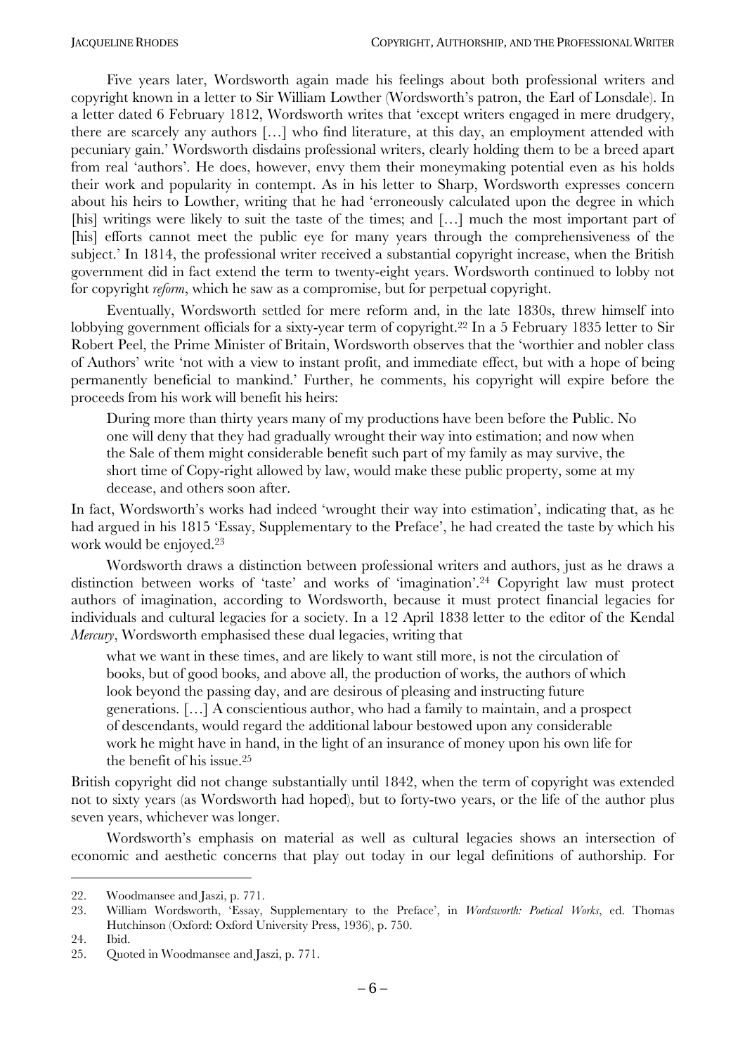Five years later, Wordsworth again made his feelings about both professional writers and copyright known in a letter to Sir William Lowther (Wordsworth's patron, the Earl of Lonsdale). In a letter dated 6 February 1812, Wordsworth writes that 'except writers engaged in mere drudgery, there are scarcely any authors […] who find literature, at this day, an employment attended with pecuniary gain.' Wordsworth disdains professional writers, clearly holding them to be a breed apart from real 'authors'. He does, however, envy them their moneymaking potential even as his holds their work and popularity in contempt. As in his letter to Sharp, Wordsworth expresses concern about his heirs to Lowther, writing that he had 'erroneously calculated upon the degree in which [his] writings were likely to suit the taste of the times; and […] much the most important part of [his] efforts cannot meet the public eye for many years through the comprehensiveness of the subject.' In 1814, the professional writer received a substantial copyright increase, when the British government did in fact extend the term to twenty-eight years. Wordsworth continued to lobby not for copyright *reform*, which he saw as a compromise, but for perpetual copyright.

Eventually, Wordsworth settled for mere reform and, in the late 1830s, threw himself into lobbying government officials for a sixty-year term of copyright.[22] In a 5 February 1835 letter to Sir Robert Peel, the Prime Minister of Britain, Wordsworth observes that the 'worthier and nobler class of Authors' write 'not with a view to instant profit, and immediate effect, but with a hope of being permanently beneficial to mankind.' Further, he comments, his copyright will expire before the proceeds from his work will benefit his heirs:

> During more than thirty years many of my productions have been before the Public. No one will deny that they had gradually wrought their way into estimation; and now when the Sale of them might considerable benefit such part of my family as may survive, the short time of Copy-right allowed by law, would make these public property, some at my decease, and others soon after.

In fact, Wordsworth's works had indeed 'wrought their way into estimation', indicating that, as he had argued in his 1815 'Essay, Supplementary to the Preface', he had created the taste by which his work would be enjoyed.[23]

Wordsworth draws a distinction between professional writers and authors, just as he draws a distinction between works of 'taste' and works of 'imagination'.[24] Copyright law must protect authors of imagination, according to Wordsworth, because it must protect financial legacies for individuals and cultural legacies for a society. In a 12 April 1838 letter to the editor of the Kendal *Mercury*, Wordsworth emphasised these dual legacies, writing that

> what we want in these times, and are likely to want still more, is not the circulation of books, but of good books, and above all, the production of works, the authors of which look beyond the passing day, and are desirous of pleasing and instructing future generations. […] A conscientious author, who had a family to maintain, and a prospect of descendants, would regard the additional labour bestowed upon any considerable work he might have in hand, in the light of an insurance of money upon his own life for the benefit of his issue.[25]

British copyright did not change substantially until 1842, when the term of copyright was extended not to sixty years (as Wordsworth had hoped), but to forty-two years, or the life of the author plus seven years, whichever was longer.

Wordsworth's emphasis on material as well as cultural legacies shows an intersection of economic and aesthetic concerns that play out today in our legal definitions of authorship. For

---

22. Woodmansee and Jaszi, p. 771.
23. William Wordsworth, 'Essay, Supplementary to the Preface', in *Wordsworth: Poetical Works*, ed. Thomas Hutchinson (Oxford: Oxford University Press, 1936), p. 750.
24. Ibid.
25. Quoted in Woodmansee and Jaszi, p. 771.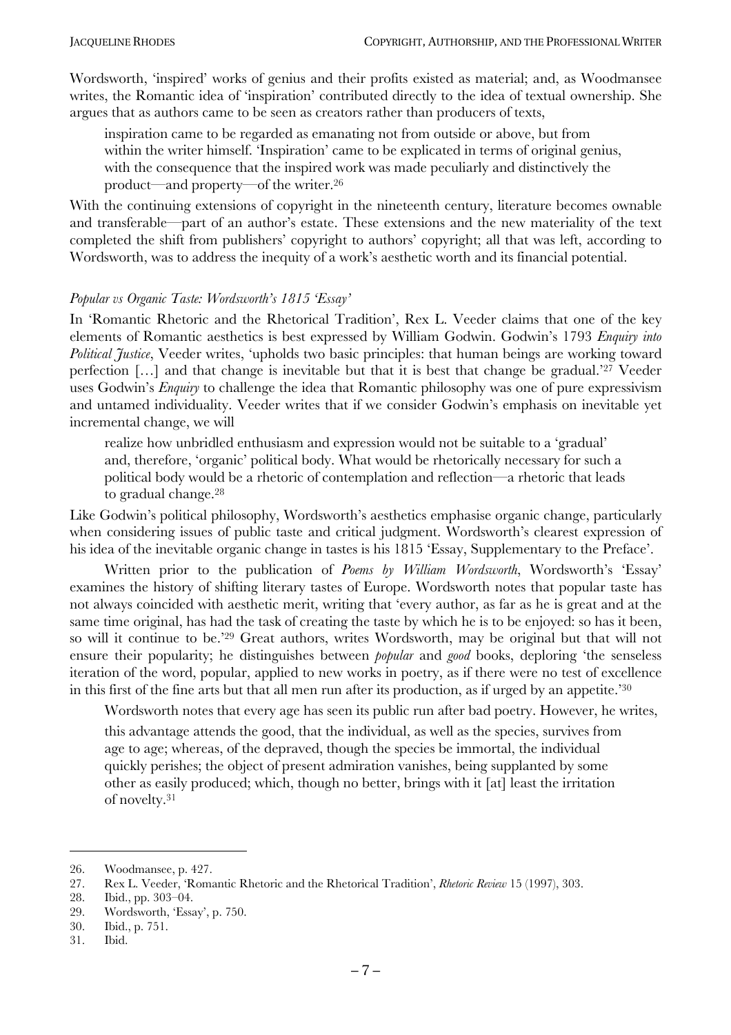Wordsworth, 'inspired' works of genius and their profits existed as material; and, as Woodmansee writes, the Romantic idea of 'inspiration' contributed directly to the idea of textual ownership. She argues that as authors came to be seen as creators rather than producers of texts,

> inspiration came to be regarded as emanating not from outside or above, but from within the writer himself. 'Inspiration' came to be explicated in terms of original genius, with the consequence that the inspired work was made peculiarly and distinctively the product—and property—of the writer.[26]

With the continuing extensions of copyright in the nineteenth century, literature becomes ownable and transferable—part of an author's estate. These extensions and the new materiality of the text completed the shift from publishers' copyright to authors' copyright; all that was left, according to Wordsworth, was to address the inequity of a work's aesthetic worth and its financial potential.

### *Popular vs Organic Taste: Wordsworth's 1815 'Essay'*

In 'Romantic Rhetoric and the Rhetorical Tradition', Rex L. Veeder claims that one of the key elements of Romantic aesthetics is best expressed by William Godwin. Godwin's 1793 *Enquiry into Political Justice*, Veeder writes, 'upholds two basic principles: that human beings are working toward perfection […] and that change is inevitable but that it is best that change be gradual.'[27] Veeder uses Godwin's *Enquiry* to challenge the idea that Romantic philosophy was one of pure expressivism and untamed individuality. Veeder writes that if we consider Godwin's emphasis on inevitable yet incremental change, we will

> realize how unbridled enthusiasm and expression would not be suitable to a 'gradual' and, therefore, 'organic' political body. What would be rhetorically necessary for such a political body would be a rhetoric of contemplation and reflection—a rhetoric that leads to gradual change.[28]

Like Godwin's political philosophy, Wordsworth's aesthetics emphasise organic change, particularly when considering issues of public taste and critical judgment. Wordsworth's clearest expression of his idea of the inevitable organic change in tastes is his 1815 'Essay, Supplementary to the Preface'.

Written prior to the publication of *Poems by William Wordsworth*, Wordsworth's 'Essay' examines the history of shifting literary tastes of Europe. Wordsworth notes that popular taste has not always coincided with aesthetic merit, writing that 'every author, as far as he is great and at the same time original, has had the task of creating the taste by which he is to be enjoyed: so has it been, so will it continue to be.'[29] Great authors, writes Wordsworth, may be original but that will not ensure their popularity; he distinguishes between *popular* and *good* books, deploring 'the senseless iteration of the word, popular, applied to new works in poetry, as if there were no test of excellence in this first of the fine arts but that all men run after its production, as if urged by an appetite.'[30]

Wordsworth notes that every age has seen its public run after bad poetry. However, he writes,

> this advantage attends the good, that the individual, as well as the species, survives from age to age; whereas, of the depraved, though the species be immortal, the individual quickly perishes; the object of present admiration vanishes, being supplanted by some other as easily produced; which, though no better, brings with it [at] least the irritation of novelty.[31]

---

26. Woodmansee, p. 427.
27. Rex L. Veeder, 'Romantic Rhetoric and the Rhetorical Tradition', *Rhetoric Review* 15 (1997), 303.
28. Ibid., pp. 303–04.
29. Wordsworth, 'Essay', p. 750.
30. Ibid., p. 751.
31. Ibid.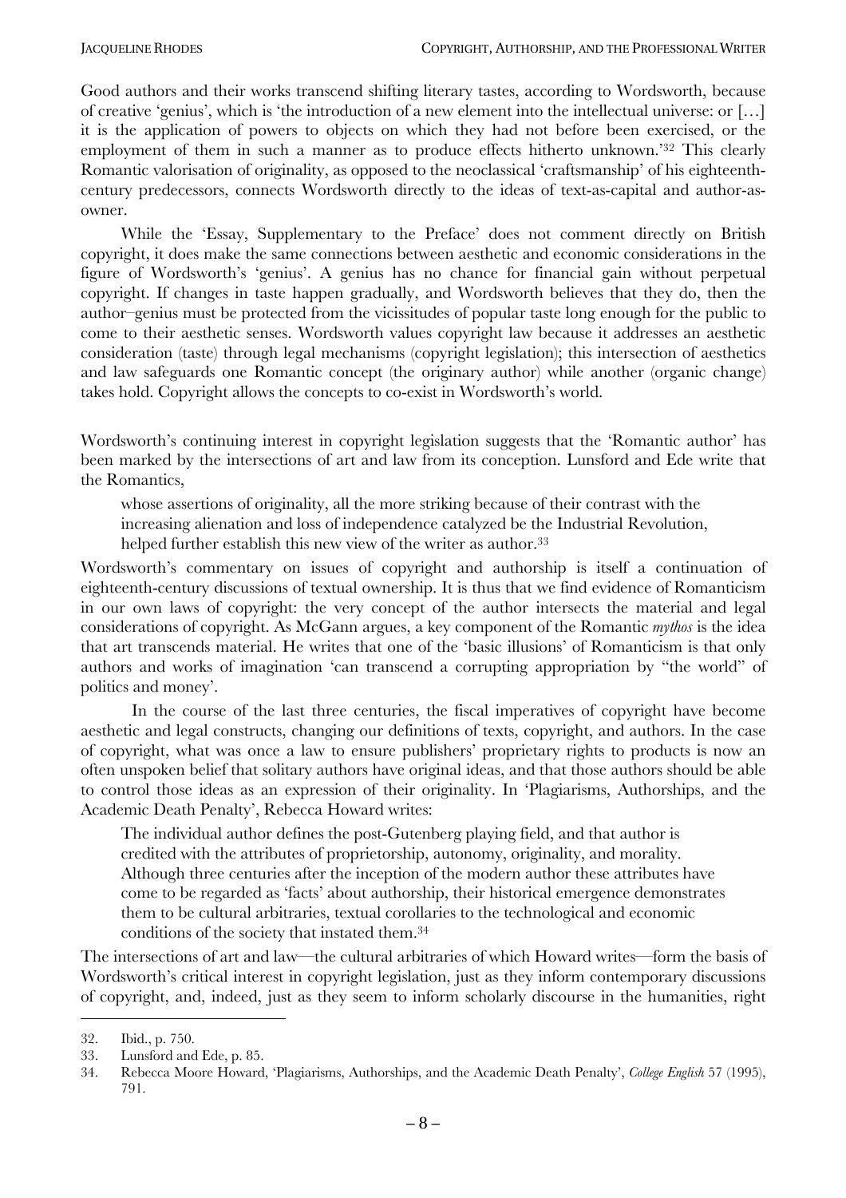Good authors and their works transcend shifting literary tastes, according to Wordsworth, because of creative 'genius', which is 'the introduction of a new element into the intellectual universe: or […] it is the application of powers to objects on which they had not before been exercised, or the employment of them in such a manner as to produce effects hitherto unknown.'[32] This clearly Romantic valorisation of originality, as opposed to the neoclassical 'craftsmanship' of his eighteenth-century predecessors, connects Wordsworth directly to the ideas of text-as-capital and author-as-owner.

While the 'Essay, Supplementary to the Preface' does not comment directly on British copyright, it does make the same connections between aesthetic and economic considerations in the figure of Wordsworth's 'genius'. A genius has no chance for financial gain without perpetual copyright. If changes in taste happen gradually, and Wordsworth believes that they do, then the author–genius must be protected from the vicissitudes of popular taste long enough for the public to come to their aesthetic senses. Wordsworth values copyright law because it addresses an aesthetic consideration (taste) through legal mechanisms (copyright legislation); this intersection of aesthetics and law safeguards one Romantic concept (the originary author) while another (organic change) takes hold. Copyright allows the concepts to co-exist in Wordsworth's world.

Wordsworth's continuing interest in copyright legislation suggests that the 'Romantic author' has been marked by the intersections of art and law from its conception. Lunsford and Ede write that the Romantics,

> whose assertions of originality, all the more striking because of their contrast with the increasing alienation and loss of independence catalyzed be the Industrial Revolution, helped further establish this new view of the writer as author.[33]

Wordsworth's commentary on issues of copyright and authorship is itself a continuation of eighteenth-century discussions of textual ownership. It is thus that we find evidence of Romanticism in our own laws of copyright: the very concept of the author intersects the material and legal considerations of copyright. As McGann argues, a key component of the Romantic *mythos* is the idea that art transcends material. He writes that one of the 'basic illusions' of Romanticism is that only authors and works of imagination 'can transcend a corrupting appropriation by "the world" of politics and money'.

In the course of the last three centuries, the fiscal imperatives of copyright have become aesthetic and legal constructs, changing our definitions of texts, copyright, and authors. In the case of copyright, what was once a law to ensure publishers' proprietary rights to products is now an often unspoken belief that solitary authors have original ideas, and that those authors should be able to control those ideas as an expression of their originality. In 'Plagiarisms, Authorships, and the Academic Death Penalty', Rebecca Howard writes:

> The individual author defines the post-Gutenberg playing field, and that author is credited with the attributes of proprietorship, autonomy, originality, and morality. Although three centuries after the inception of the modern author these attributes have come to be regarded as 'facts' about authorship, their historical emergence demonstrates them to be cultural arbitraries, textual corollaries to the technological and economic conditions of the society that instated them.[34]

The intersections of art and law—the cultural arbitraries of which Howard writes—form the basis of Wordsworth's critical interest in copyright legislation, just as they inform contemporary discussions of copyright, and, indeed, just as they seem to inform scholarly discourse in the humanities, right

---

32. Ibid., p. 750.
33. Lunsford and Ede, p. 85.
34. Rebecca Moore Howard, 'Plagiarisms, Authorships, and the Academic Death Penalty', *College English* 57 (1995), 791.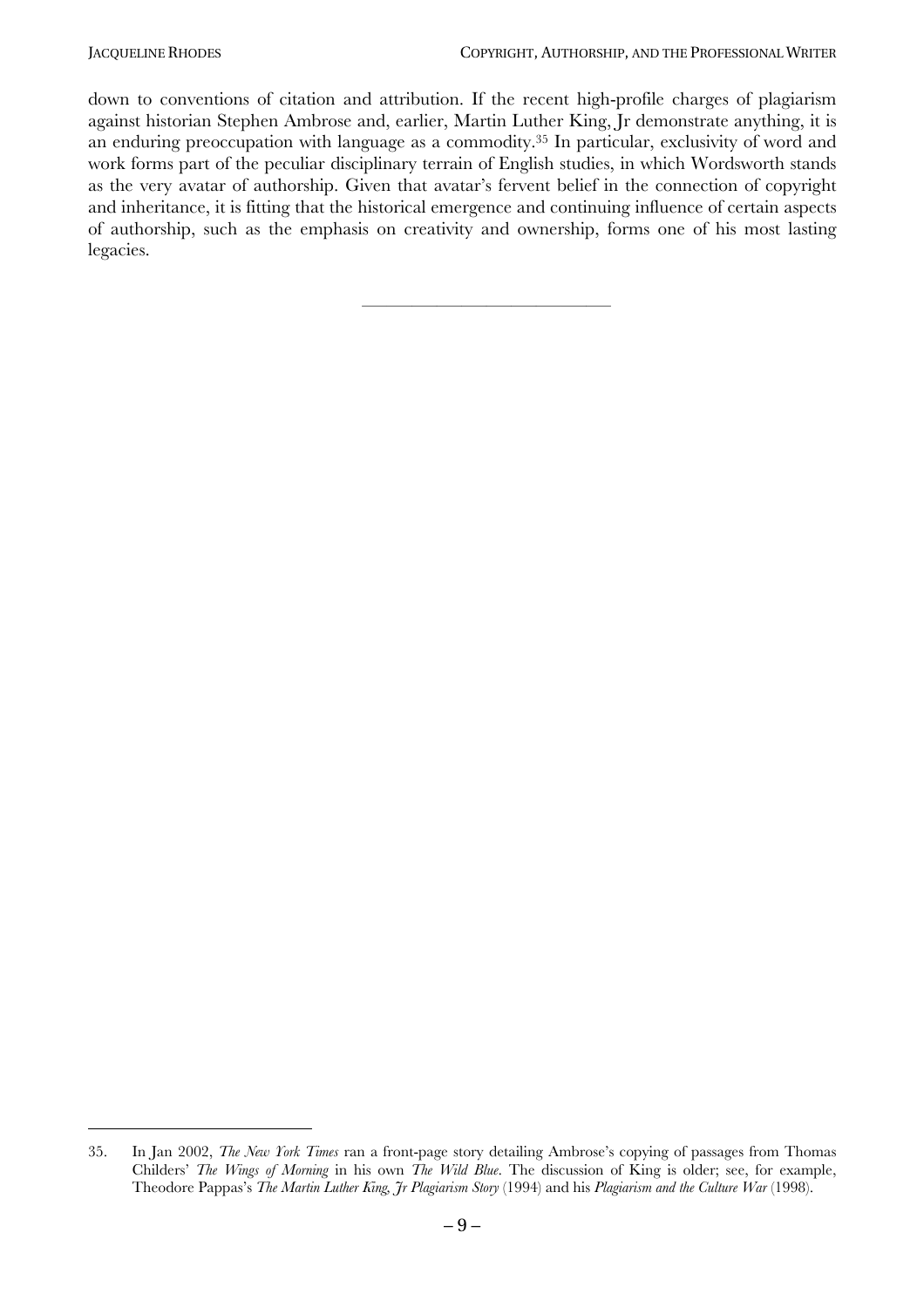down to conventions of citation and attribution. If the recent high-profile charges of plagiarism against historian Stephen Ambrose and, earlier, Martin Luther King, Jr demonstrate anything, it is an enduring preoccupation with language as a commodity.[35] In particular, exclusivity of word and work forms part of the peculiar disciplinary terrain of English studies, in which Wordsworth stands as the very avatar of authorship. Given that avatar's fervent belief in the connection of copyright and inheritance, it is fitting that the historical emergence and continuing influence of certain aspects of authorship, such as the emphasis on creativity and ownership, forms one of his most lasting legacies.

---

35. In Jan 2002, *The New York Times* ran a front-page story detailing Ambrose's copying of passages from Thomas Childers' *The Wings of Morning* in his own *The Wild Blue*. The discussion of King is older; see, for example, Theodore Pappas's *The Martin Luther King, Jr Plagiarism Story* (1994) and his *Plagiarism and the Culture War* (1998).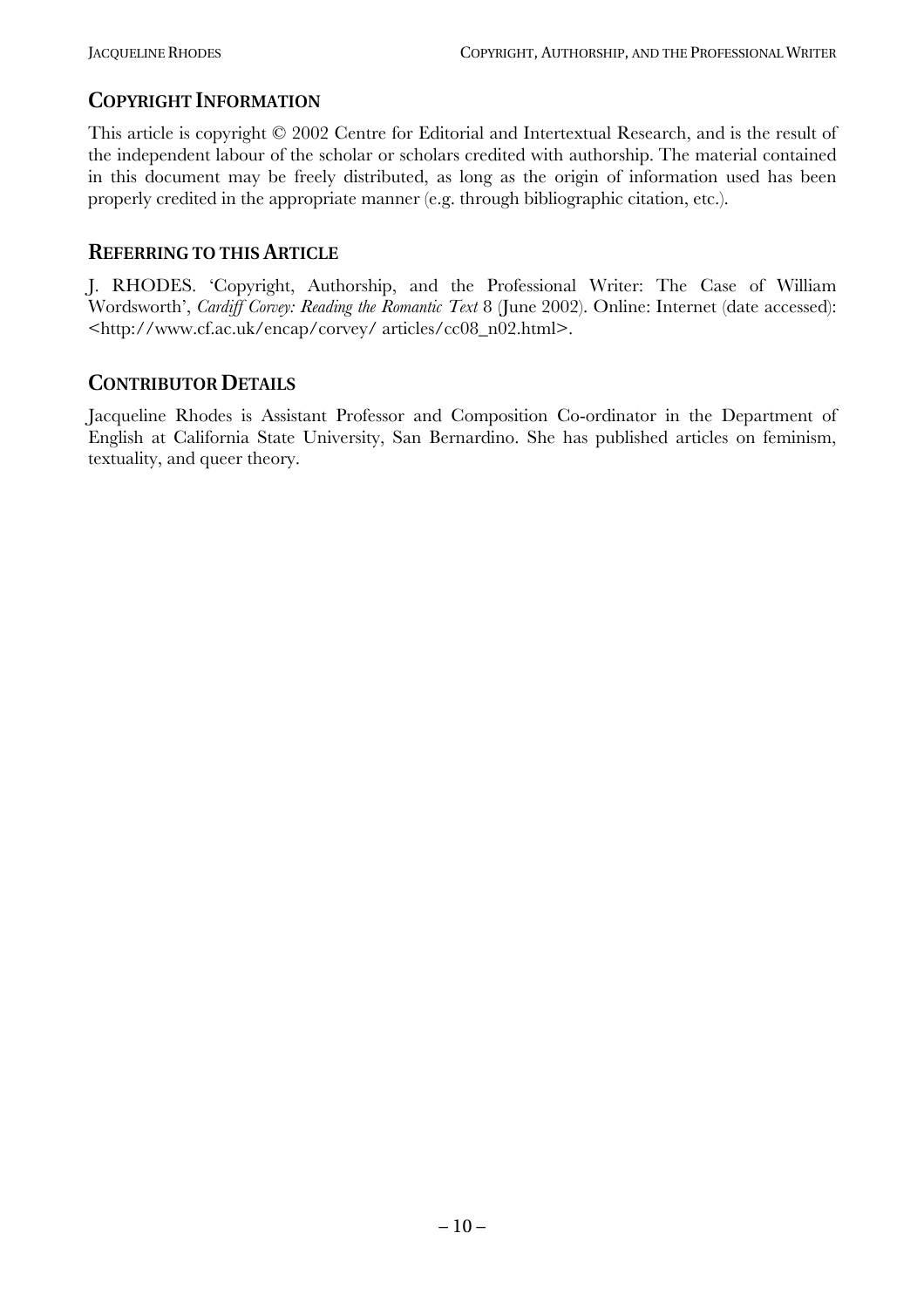## COPYRIGHT INFORMATION

This article is copyright © 2002 Centre for Editorial and Intertextual Research, and is the result of the independent labour of the scholar or scholars credited with authorship. The material contained in this document may be freely distributed, as long as the origin of information used has been properly credited in the appropriate manner (e.g. through bibliographic citation, etc.).

## REFERRING TO THIS ARTICLE

J. RHODES. 'Copyright, Authorship, and the Professional Writer: The Case of William Wordsworth', *Cardiff Corvey: Reading the Romantic Text* 8 (June 2002). Online: Internet (date accessed): <http://www.cf.ac.uk/encap/corvey/ articles/cc08_n02.html>.

## CONTRIBUTOR DETAILS

Jacqueline Rhodes is Assistant Professor and Composition Co-ordinator in the Department of English at California State University, San Bernardino. She has published articles on feminism, textuality, and queer theory.